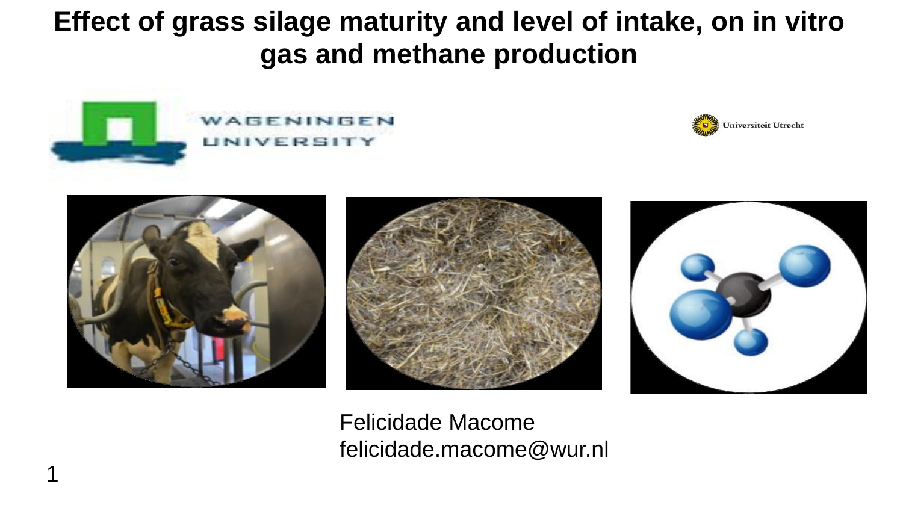# Effect of grass silage maturity and level of intake, on in vitro gas and methane production

Felicidade Macome
felicidade.macome@wur.nl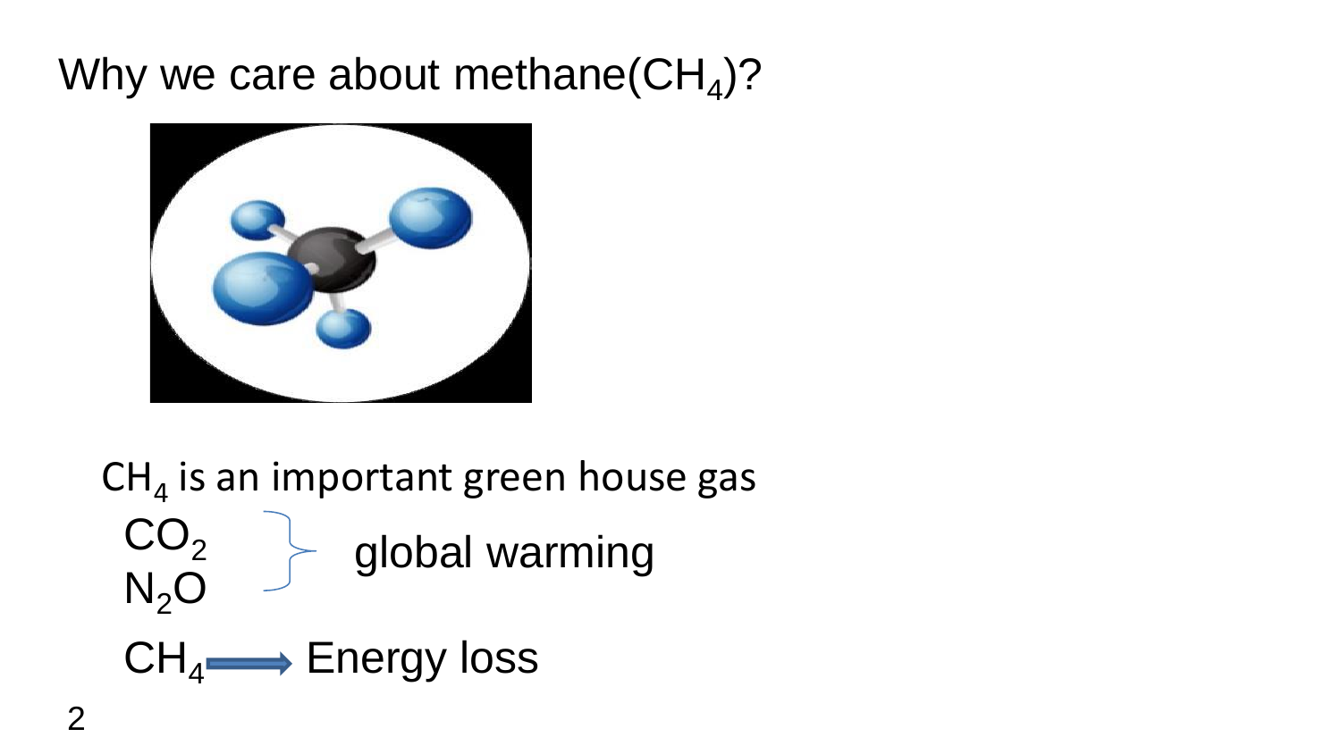# Why we care about methane($CH_4$)?

$CH_4$ is an important green house gas

- $CO_2$, $N_2O$ → global warming
- $CH_4$ → Energy loss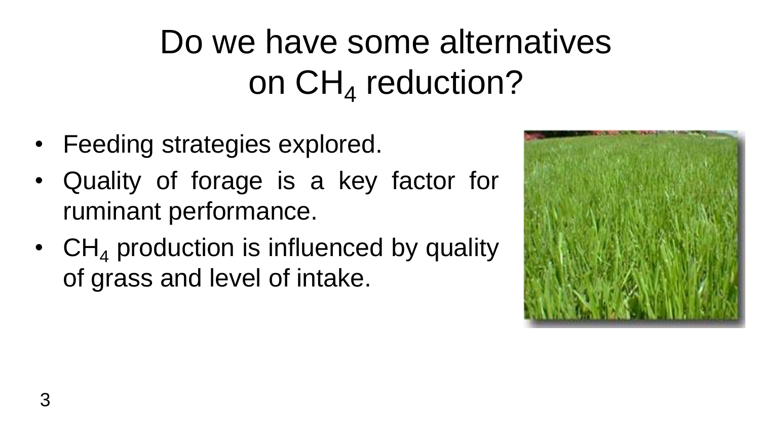# Do we have some alternatives on $CH_4$ reduction?

- Feeding strategies explored.
- Quality of forage is a key factor for ruminant performance.
- $CH_4$ production is influenced by quality of grass and level of intake.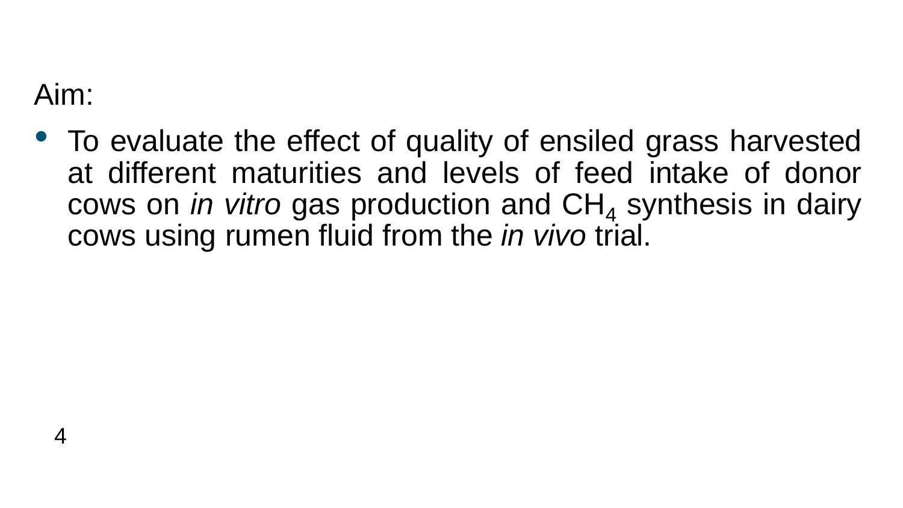Aim:

- To evaluate the effect of quality of ensiled grass harvested at different maturities and levels of feed intake of donor cows on *in vitro* gas production and $CH_4$ synthesis in dairy cows using rumen fluid from the *in vivo* trial.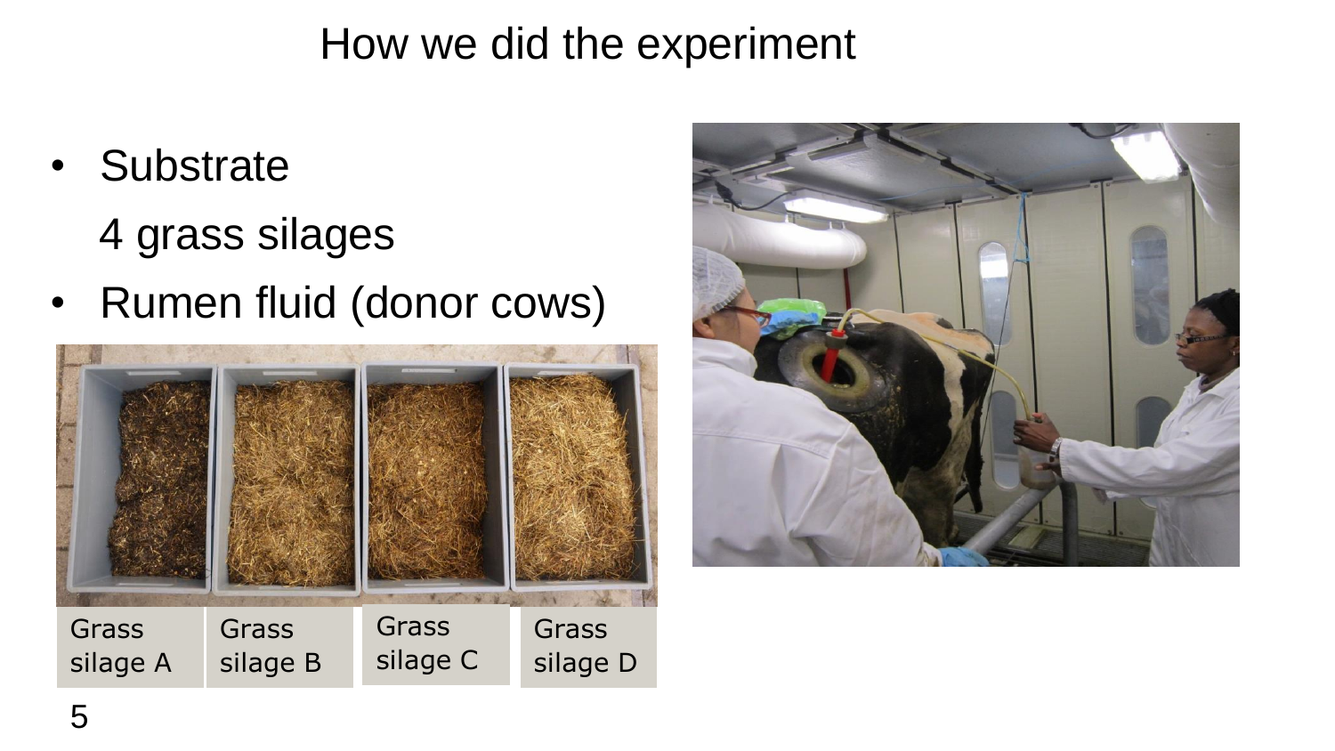# How we did the experiment

- Substrate

  4 grass silages

- Rumen fluid (donor cows)

| Grass silage A | Grass silage B | Grass silage C | Grass silage D |
| --- | --- | --- | --- |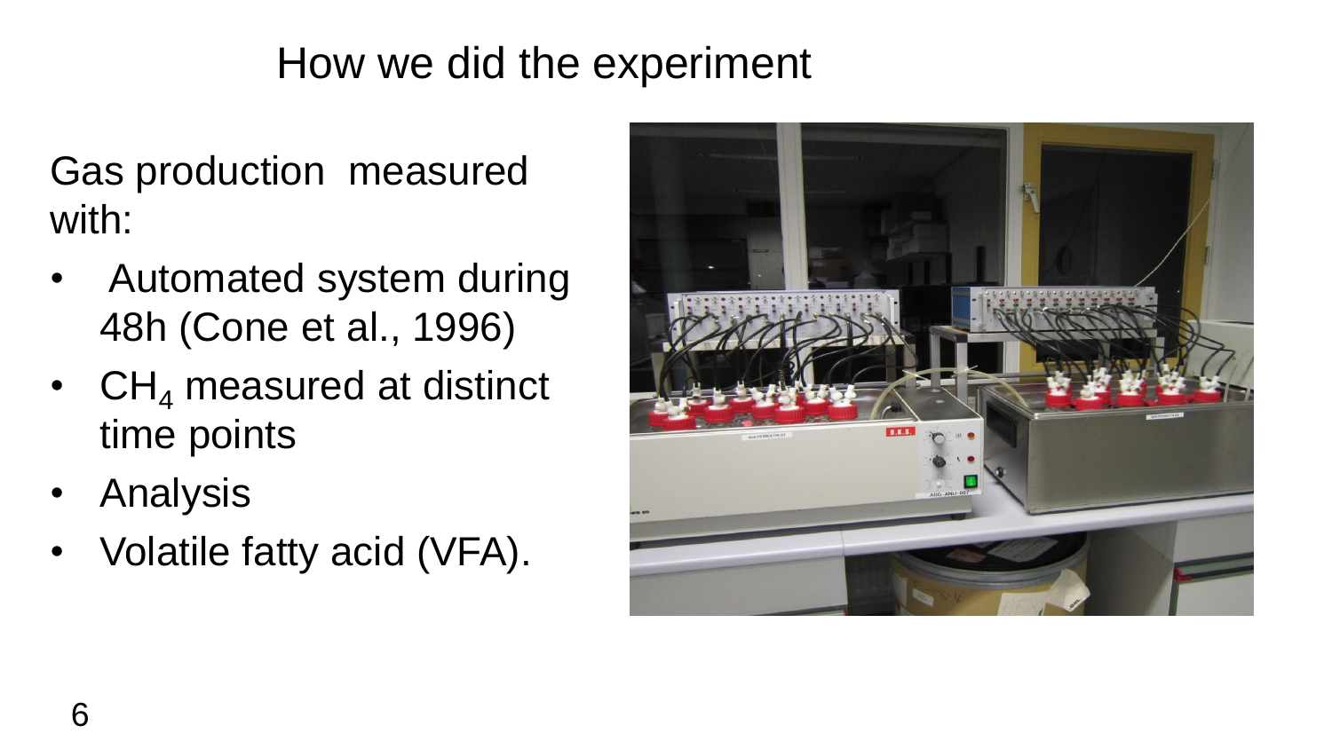# How we did the experiment

Gas production measured with:

- Automated system during 48h (Cone et al., 1996)
- $CH_4$ measured at distinct time points
- Analysis
- Volatile fatty acid (VFA).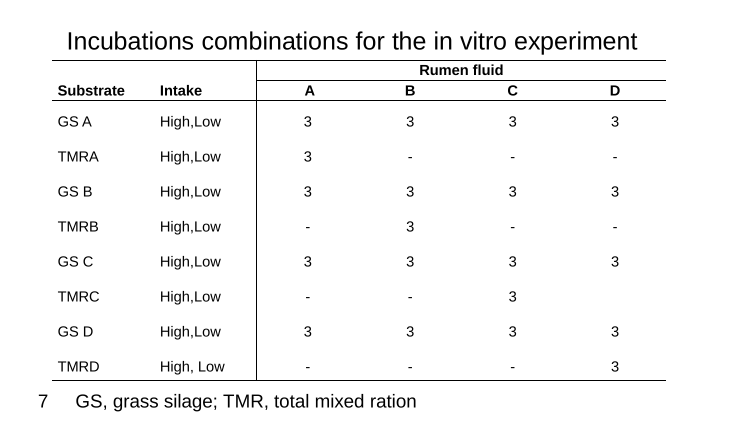# Incubations combinations for the in vitro experiment

| | | Rumen fluid | | | |
|---|---|---|---|---|---|
| **Substrate** | **Intake** | **A** | **B** | **C** | **D** |
| GS A | High,Low | 3 | 3 | 3 | 3 |
| TMRA | High,Low | 3 | - | - | - |
| GS B | High,Low | 3 | 3 | 3 | 3 |
| TMRB | High,Low | - | 3 | - | - |
| GS C | High,Low | 3 | 3 | 3 | 3 |
| TMRC | High,Low | - | - | 3 | |
| GS D | High,Low | 3 | 3 | 3 | 3 |
| TMRD | High, Low | - | - | - | 3 |

GS, grass silage; TMR, total mixed ration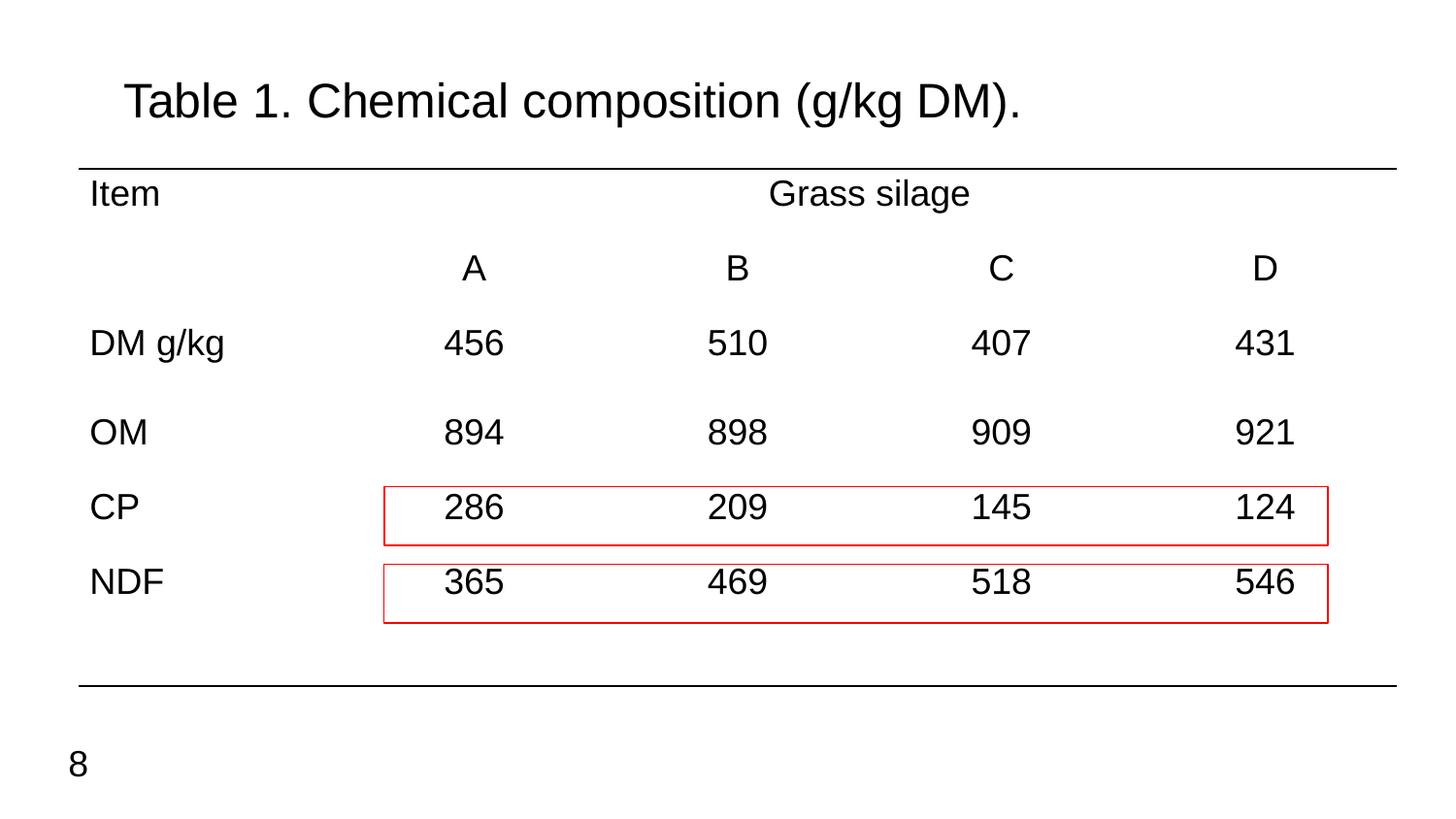Table 1. Chemical composition (g/kg DM).

| Item | Grass silage | | | |
|---|---|---|---|---|
| | A | B | C | D |
| DM g/kg | 456 | 510 | 407 | 431 |
| OM | 894 | 898 | 909 | 921 |
| CP | 286 | 209 | 145 | 124 |
| NDF | 365 | 469 | 518 | 546 |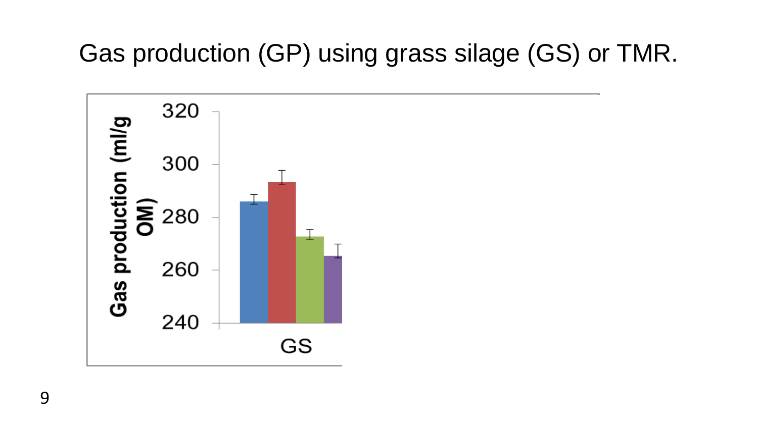# Gas production (GP) using grass silage (GS) or TMR.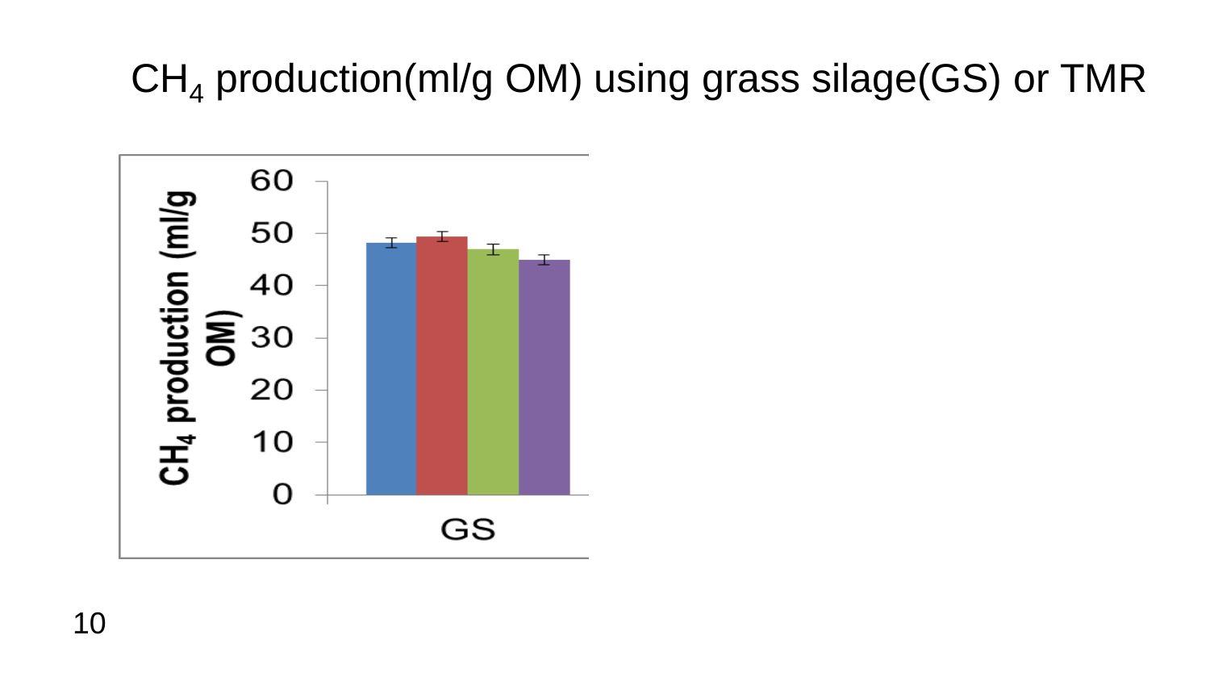# $CH_4$ production(ml/g OM) using grass silage(GS) or TMR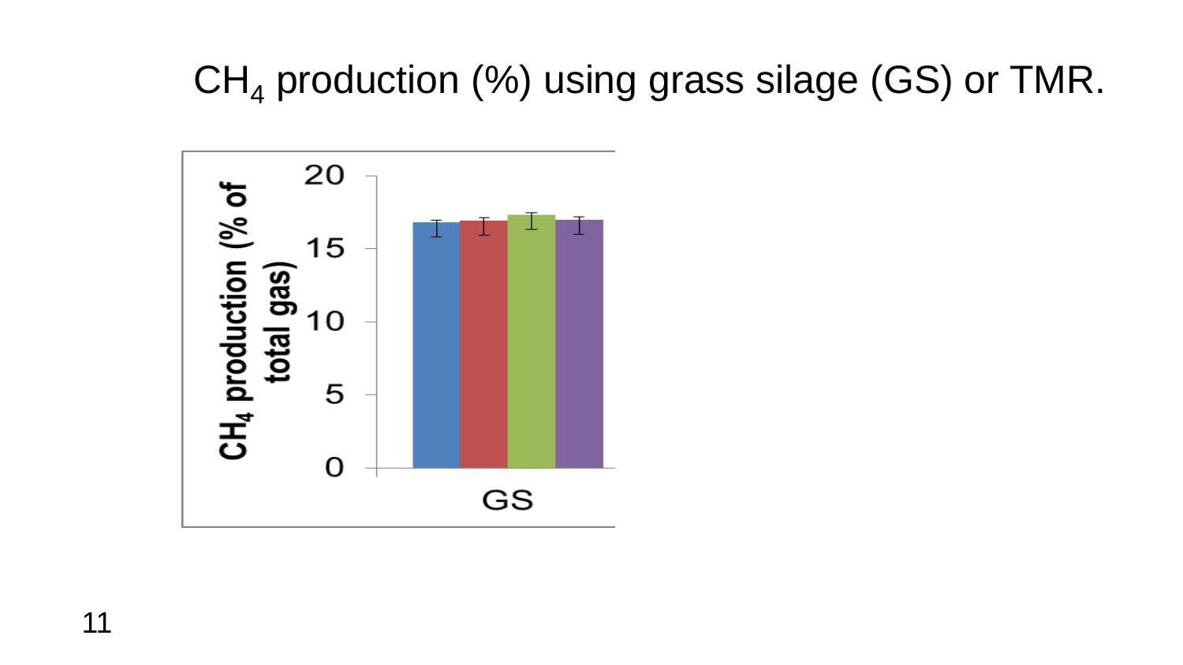# $CH_4$ production (%) using grass silage (GS) or TMR.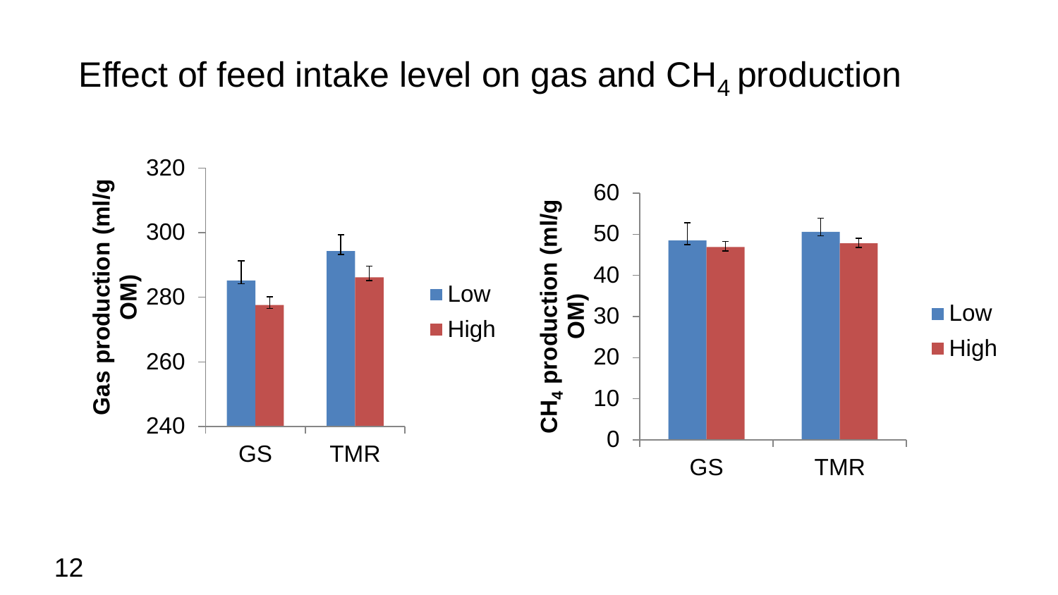# Effect of feed intake level on gas and $CH_4$ production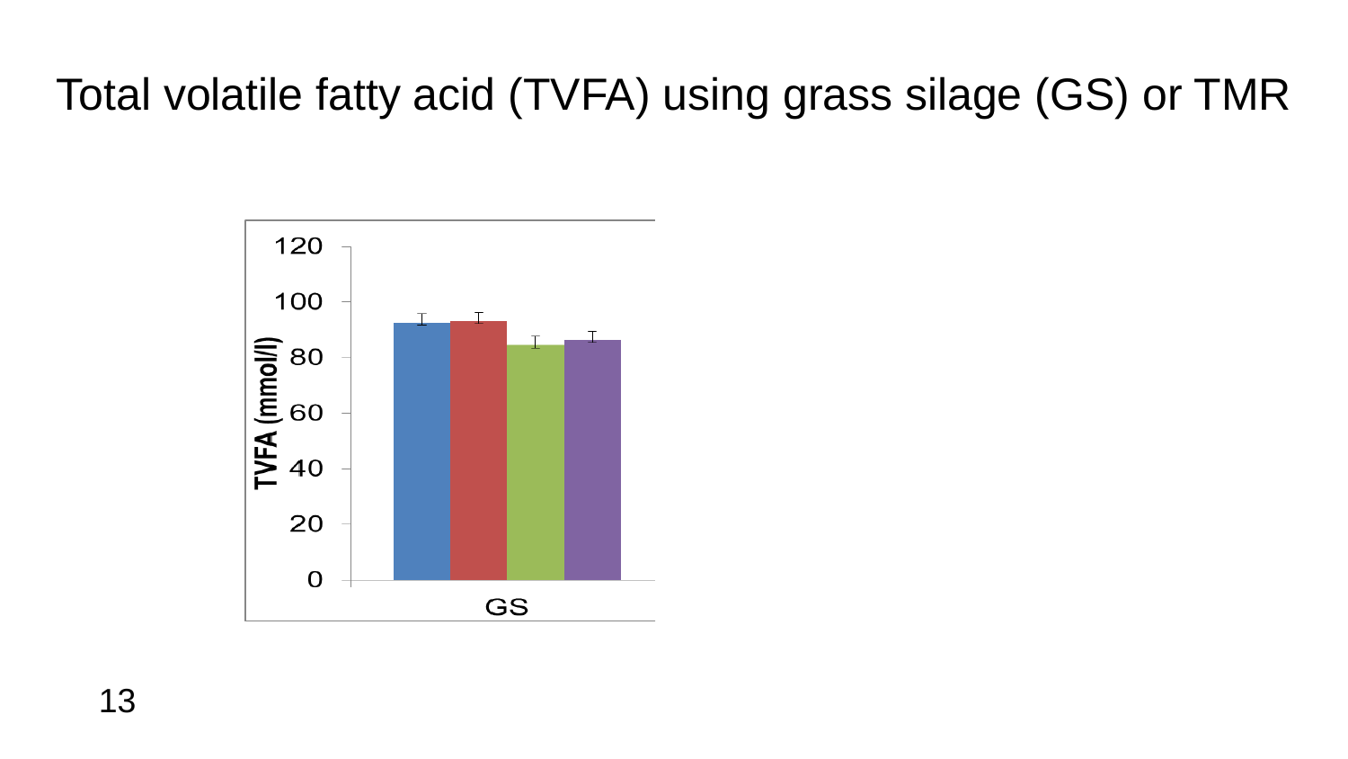# Total volatile fatty acid (TVFA) using grass silage (GS) or TMR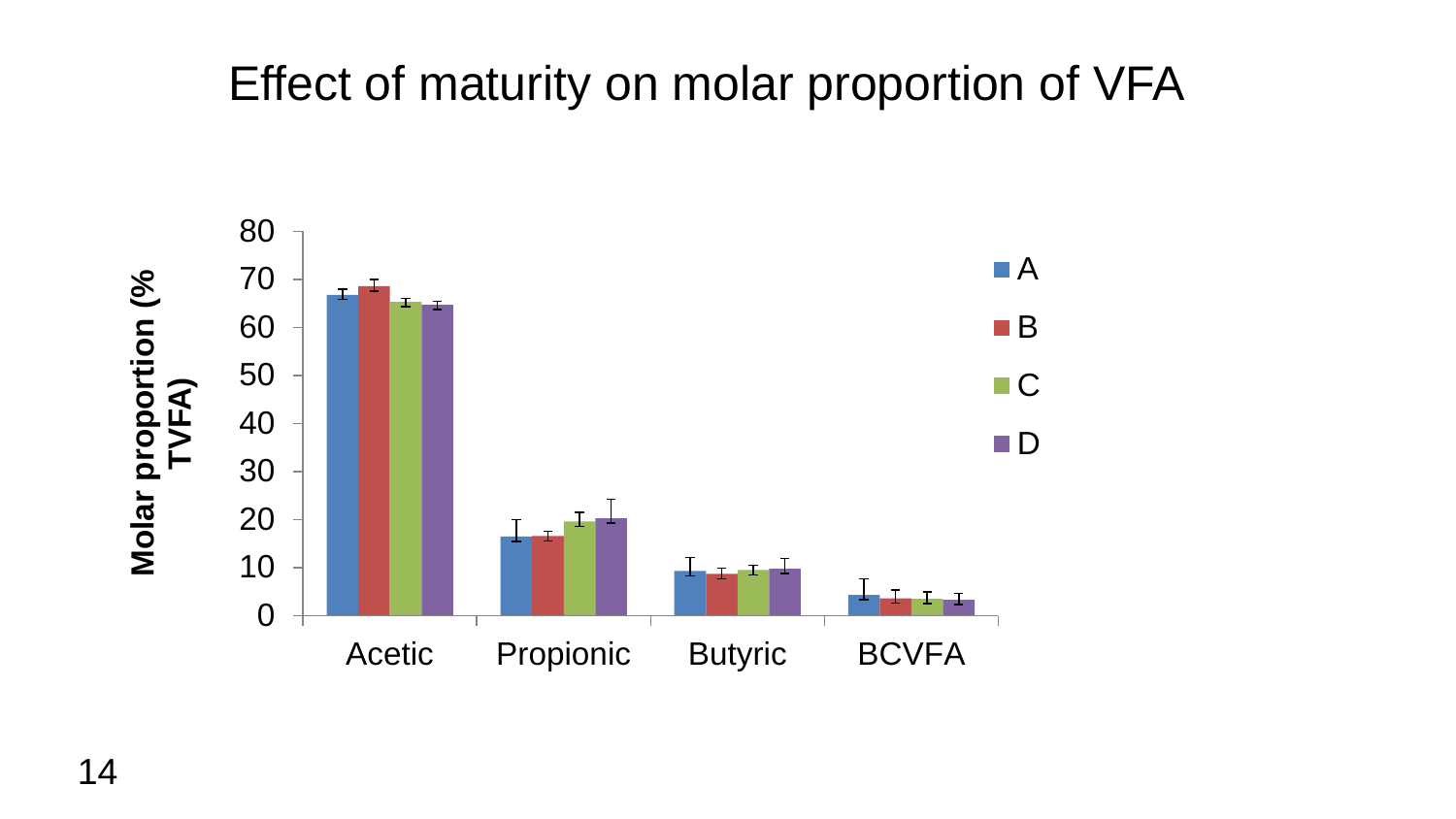# Effect of maturity on molar proportion of VFA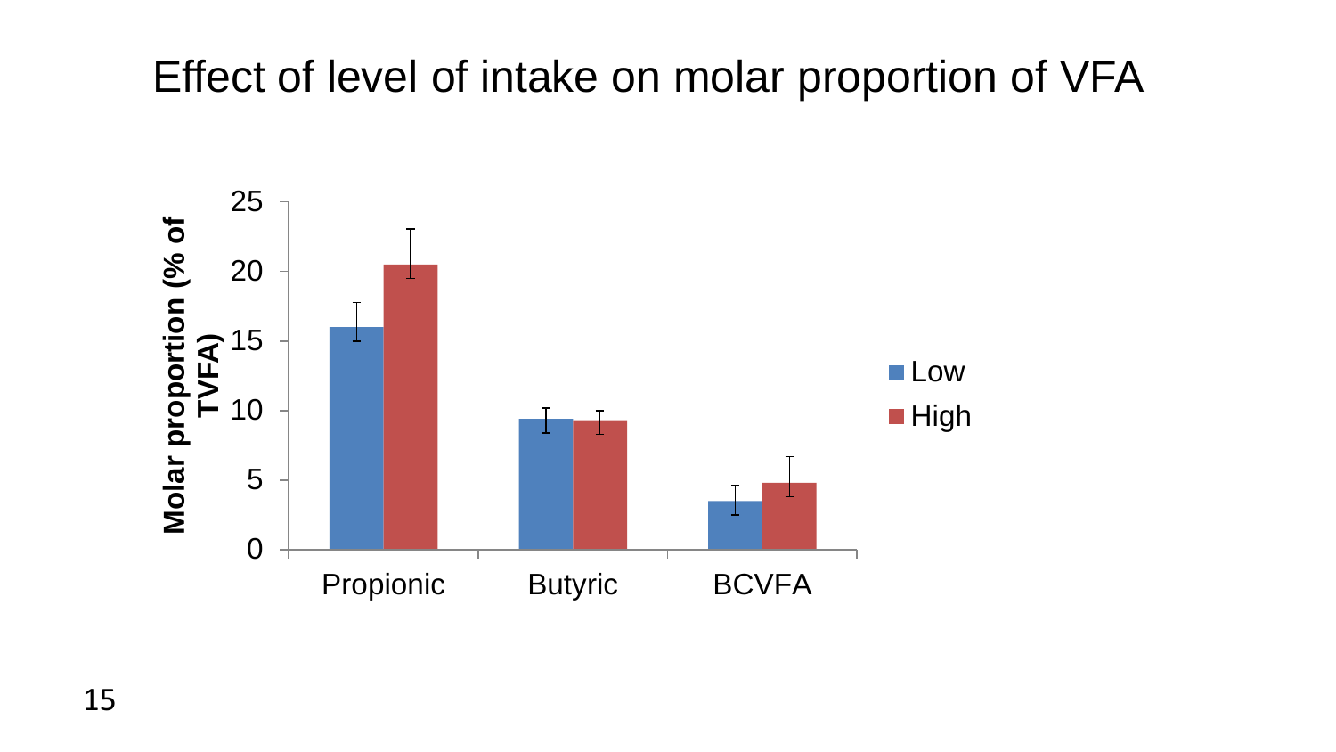# Effect of level of intake on molar proportion of VFA

Molar proportion (% of TVFA)

| | Low | High |
|---|---|---|
| Propionic | 16 | 20.5 |
| Butyric | 9.4 | 9.3 |
| BCVFA | 3.5 | 4.8 |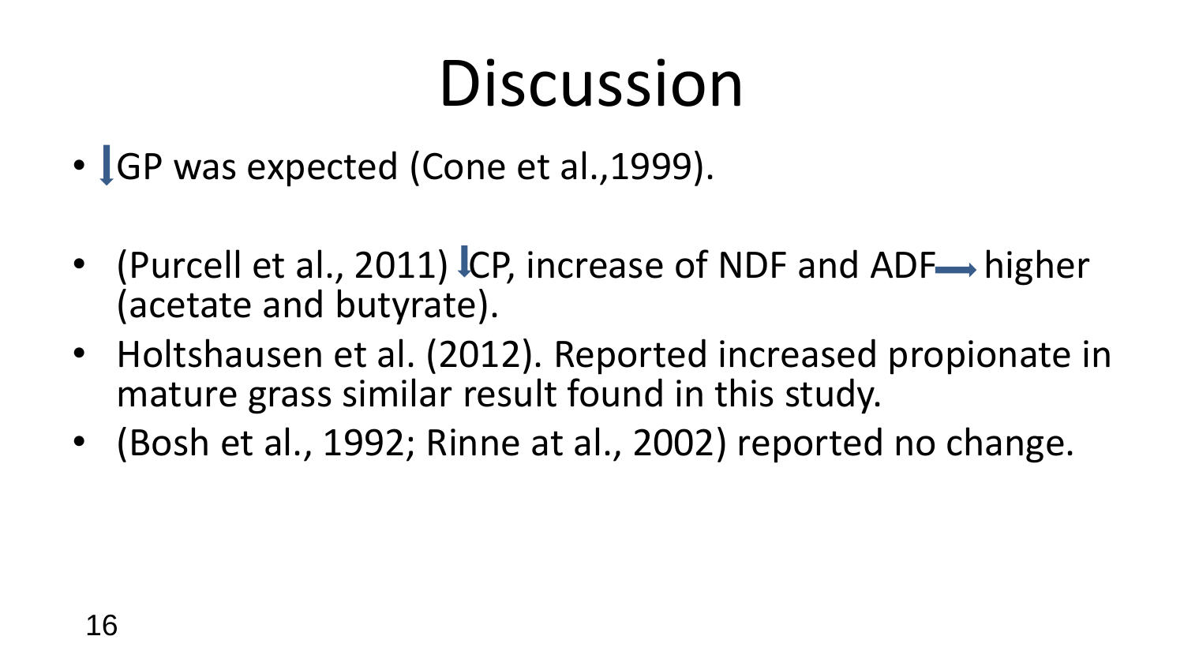# Discussion

- ↓GP was expected (Cone et al.,1999).
- (Purcell et al., 2011) ↓CP, increase of NDF and ADF → higher (acetate and butyrate).
- Holtshausen et al. (2012). Reported increased propionate in mature grass similar result found in this study.
- (Bosh et al., 1992; Rinne at al., 2002) reported no change.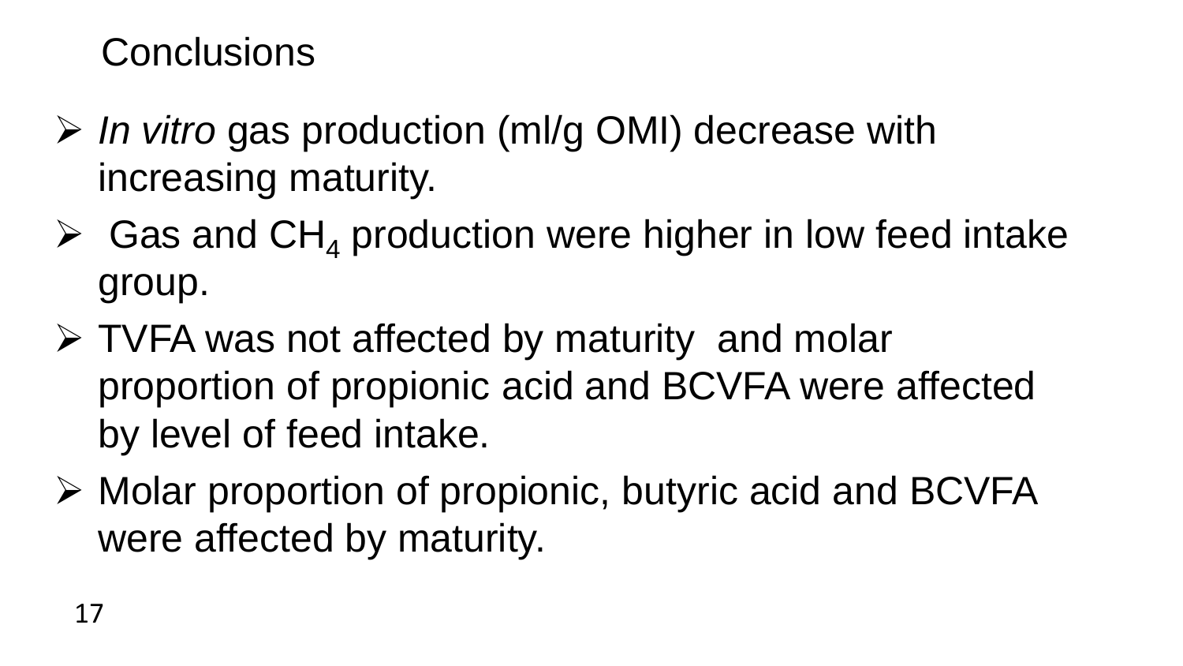# Conclusions

- *In vitro* gas production (ml/g OMI) decrease with increasing maturity.
- Gas and $CH_4$ production were higher in low feed intake group.
- TVFA was not affected by maturity and molar proportion of propionic acid and BCVFA were affected by level of feed intake.
- Molar proportion of propionic, butyric acid and BCVFA were affected by maturity.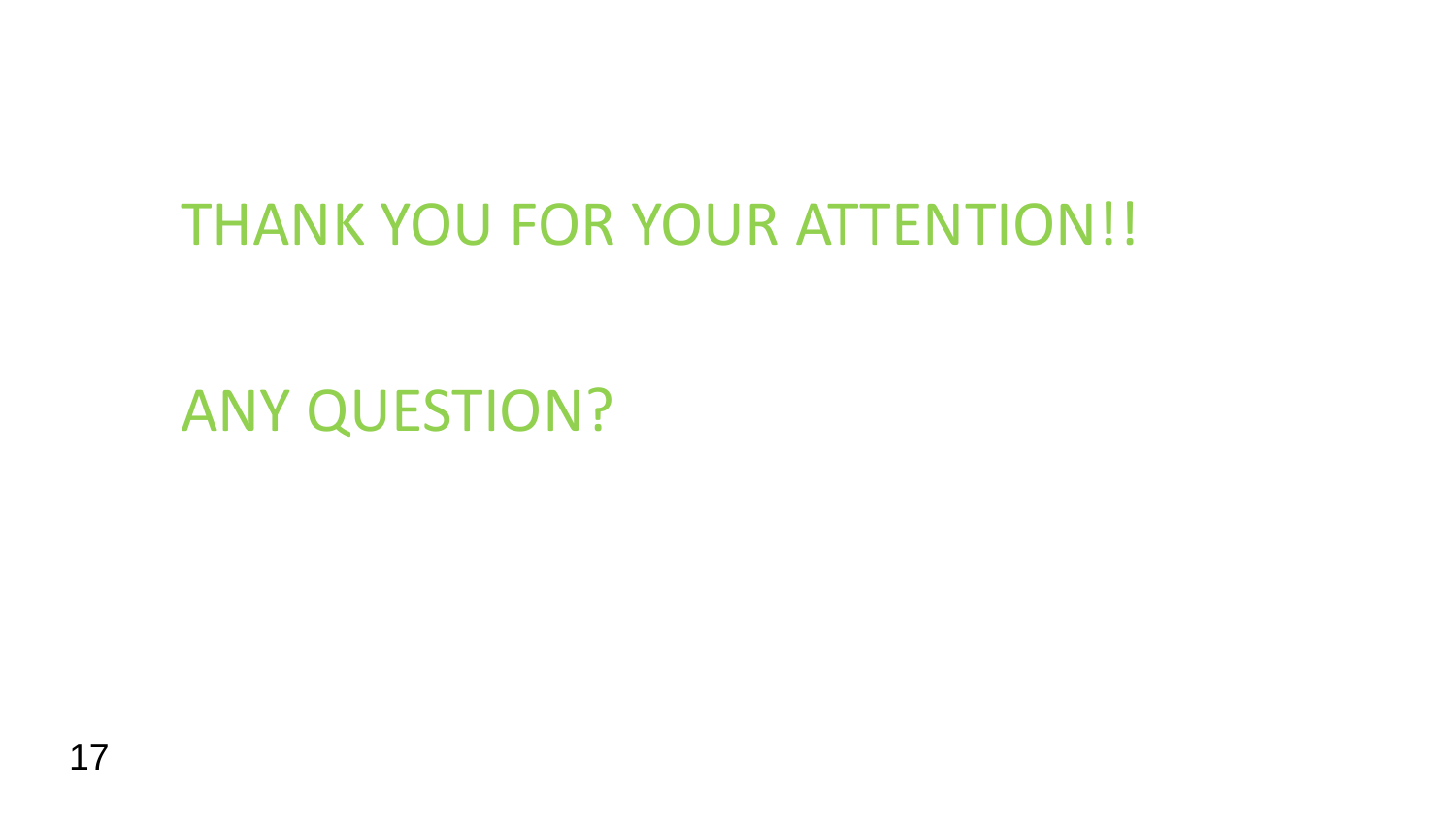THANK YOU FOR YOUR ATTENTION!!

ANY QUESTION?